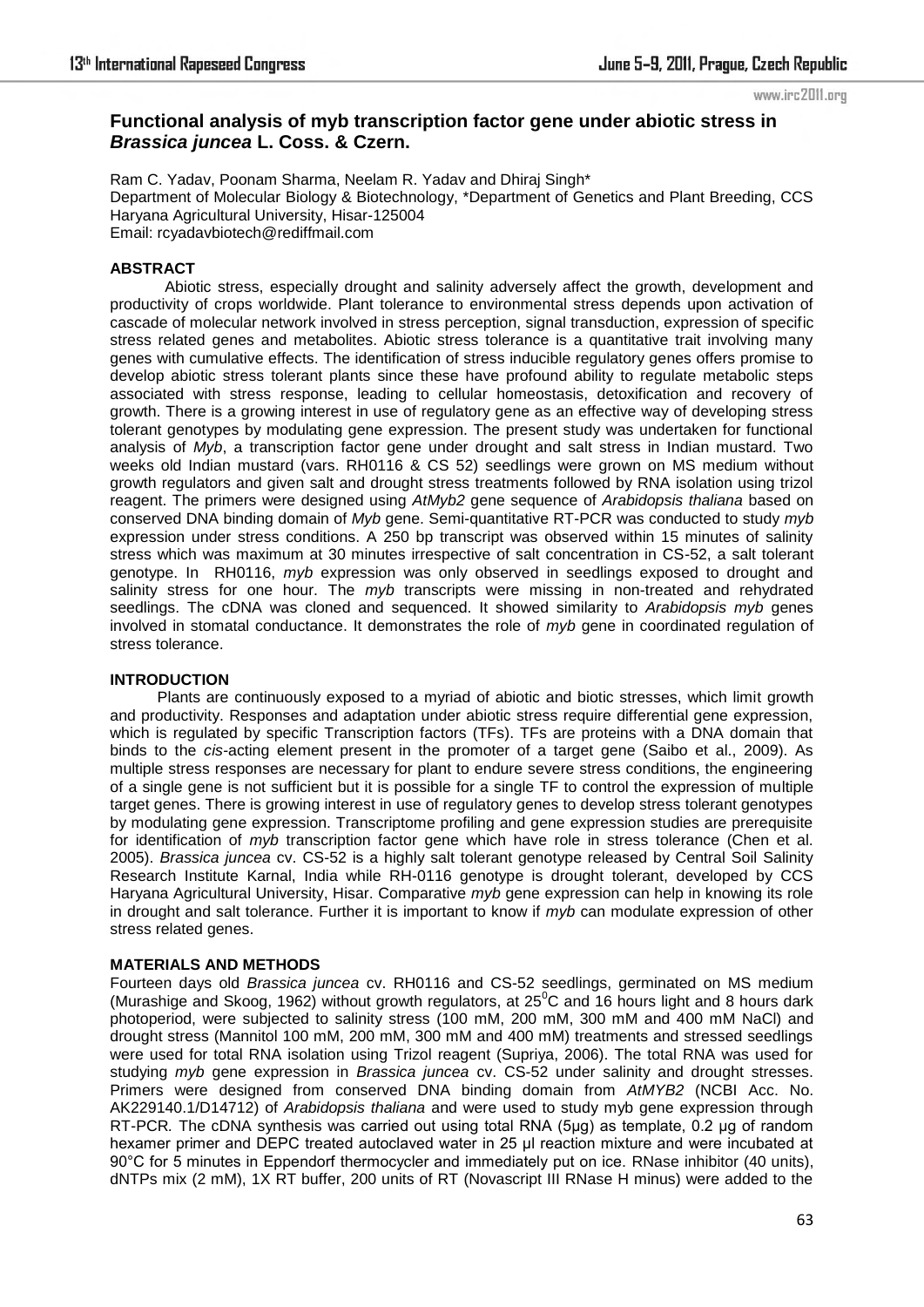# Functional analysis of myb transcription factor gene under abiotic stress in *Brassica juncea* L. Coss. & Czern.

Ram C. Yadav, Poonam Sharma, Neelam R. Yadav and Dhiraj Singh*

Department of Molecular Biology & Biotechnology, *Department of Genetics and Plant Breeding, CCS Haryana Agricultural University, Hisar-125004

Email: rcyadavbiotech@rediffmail.com

## ABSTRACT

Abiotic stress, especially drought and salinity adversely affect the growth, development and productivity of crops worldwide. Plant tolerance to environmental stress depends upon activation of cascade of molecular network involved in stress perception, signal transduction, expression of specific stress related genes and metabolites. Abiotic stress tolerance is a quantitative trait involving many genes with cumulative effects. The identification of stress inducible regulatory genes offers promise to develop abiotic stress tolerant plants since these have profound ability to regulate metabolic steps associated with stress response, leading to cellular homeostasis, detoxification and recovery of growth. There is a growing interest in use of regulatory gene as an effective way of developing stress tolerant genotypes by modulating gene expression. The present study was undertaken for functional analysis of *Myb*, a transcription factor gene under drought and salt stress in Indian mustard. Two weeks old Indian mustard (vars. RH0116 & CS 52) seedlings were grown on MS medium without growth regulators and given salt and drought stress treatments followed by RNA isolation using trizol reagent. The primers were designed using *AtMyb2* gene sequence of *Arabidopsis thaliana* based on conserved DNA binding domain of *Myb* gene. Semi-quantitative RT-PCR was conducted to study *myb* expression under stress conditions. A 250 bp transcript was observed within 15 minutes of salinity stress which was maximum at 30 minutes irrespective of salt concentration in CS-52, a salt tolerant genotype. In RH0116, *myb* expression was only observed in seedlings exposed to drought and salinity stress for one hour. The *myb* transcripts were missing in non-treated and rehydrated seedlings. The cDNA was cloned and sequenced. It showed similarity to *Arabidopsis myb* genes involved in stomatal conductance. It demonstrates the role of *myb* gene in coordinated regulation of stress tolerance.

## INTRODUCTION

Plants are continuously exposed to a myriad of abiotic and biotic stresses, which limit growth and productivity. Responses and adaptation under abiotic stress require differential gene expression, which is regulated by specific Transcription factors (TFs). TFs are proteins with a DNA domain that binds to the *cis*-acting element present in the promoter of a target gene (Saibo et al., 2009). As multiple stress responses are necessary for plant to endure severe stress conditions, the engineering of a single gene is not sufficient but it is possible for a single TF to control the expression of multiple target genes. There is growing interest in use of regulatory genes to develop stress tolerant genotypes by modulating gene expression. Transcriptome profiling and gene expression studies are prerequisite for identification of *myb* transcription factor gene which have role in stress tolerance (Chen et al. 2005). *Brassica juncea* cv. CS-52 is a highly salt tolerant genotype released by Central Soil Salinity Research Institute Karnal, India while RH-0116 genotype is drought tolerant, developed by CCS Haryana Agricultural University, Hisar. Comparative *myb* gene expression can help in knowing its role in drought and salt tolerance. Further it is important to know if *myb* can modulate expression of other stress related genes.

## MATERIALS AND METHODS

Fourteen days old *Brassica juncea* cv. RH0116 and CS-52 seedlings, germinated on MS medium (Murashige and Skoog, 1962) without growth regulators, at 25$^0$C and 16 hours light and 8 hours dark photoperiod, were subjected to salinity stress (100 mM, 200 mM, 300 mM and 400 mM NaCl) and drought stress (Mannitol 100 mM, 200 mM, 300 mM and 400 mM) treatments and stressed seedlings were used for total RNA isolation using Trizol reagent (Supriya, 2006). The total RNA was used for studying *myb* gene expression in *Brassica juncea* cv. CS-52 under salinity and drought stresses. Primers were designed from conserved DNA binding domain from *AtMYB2* (NCBI Acc. No. AK229140.1/D14712) of *Arabidopsis thaliana* and were used to study myb gene expression through RT-PCR. The cDNA synthesis was carried out using total RNA (5µg) as template, 0.2 µg of random hexamer primer and DEPC treated autoclaved water in 25 µl reaction mixture and were incubated at 90°C for 5 minutes in Eppendorf thermocycler and immediately put on ice. RNase inhibitor (40 units), dNTPs mix (2 mM), 1X RT buffer, 200 units of RT (Novascript III RNase H minus) were added to the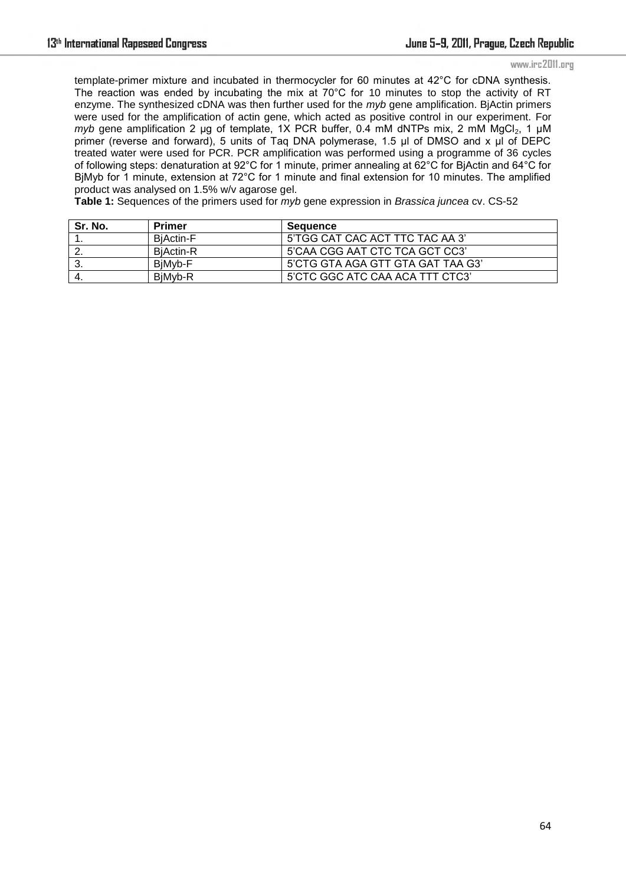template-primer mixture and incubated in thermocycler for 60 minutes at 42°C for cDNA synthesis. The reaction was ended by incubating the mix at 70°C for 10 minutes to stop the activity of RT enzyme. The synthesized cDNA was then further used for the *myb* gene amplification. BjActin primers were used for the amplification of actin gene, which acted as positive control in our experiment. For *myb* gene amplification 2 µg of template, 1X PCR buffer, 0.4 mM dNTPs mix, 2 mM $MgCl_2$, 1 µM primer (reverse and forward), 5 units of Taq DNA polymerase, 1.5 µl of DMSO and x µl of DEPC treated water were used for PCR. PCR amplification was performed using a programme of 36 cycles of following steps: denaturation at 92°C for 1 minute, primer annealing at 62°C for BjActin and 64°C for BjMyb for 1 minute, extension at 72°C for 1 minute and final extension for 10 minutes. The amplified product was analysed on 1.5% w/v agarose gel.

**Table 1:** Sequences of the primers used for *myb* gene expression in *Brassica juncea* cv. CS-52

| Sr. No. | Primer | Sequence |
|---|---|---|
| 1. | BjActin-F | 5'TGG CAT CAC ACT TTC TAC AA 3' |
| 2. | BjActin-R | 5'CAA CGG AAT CTC TCA GCT CC3' |
| 3. | BjMyb-F | 5'CTG GTA AGA GTT GTA GAT TAA G3' |
| 4. | BjMyb-R | 5'CTC GGC ATC CAA ACA TTT CTC3' |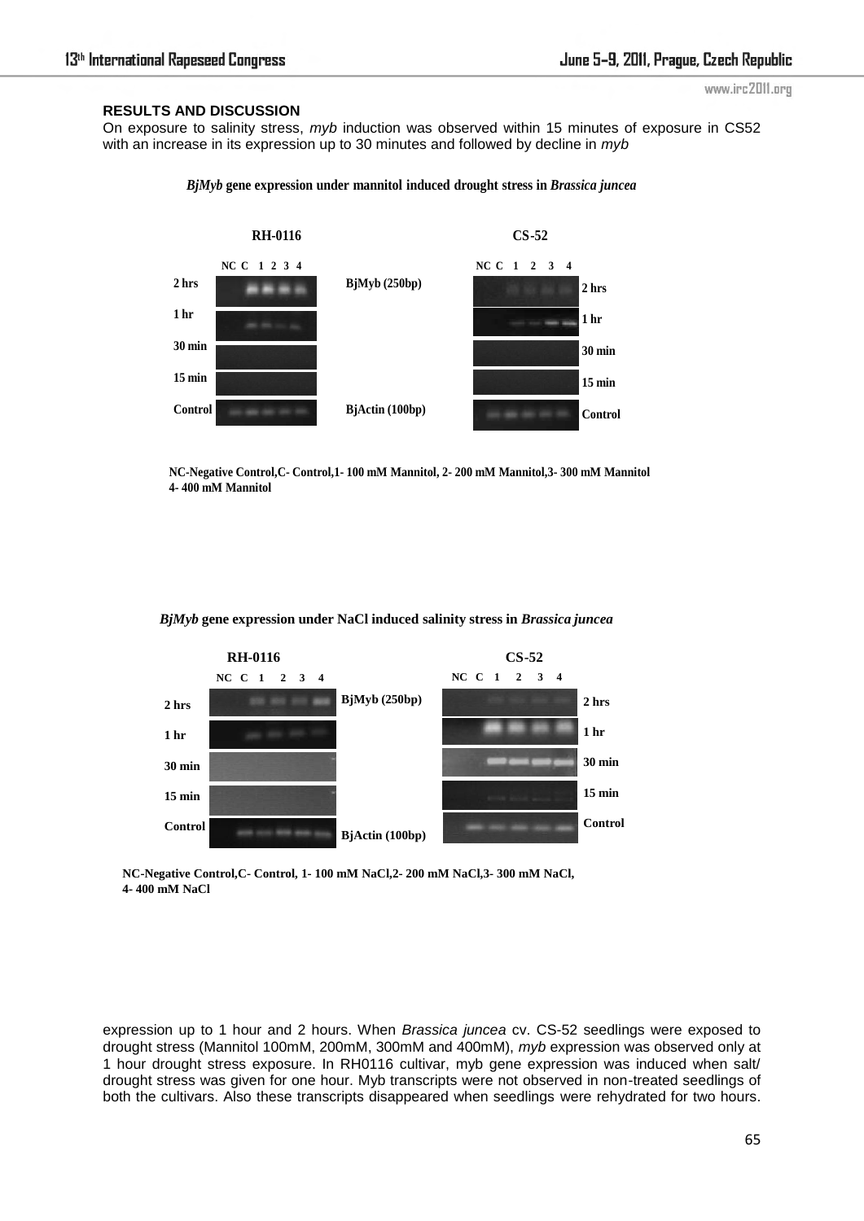## RESULTS AND DISCUSSION

On exposure to salinity stress, *myb* induction was observed within 15 minutes of exposure in CS52 with an increase in its expression up to 30 minutes and followed by decline in *myb*

***BjMyb* gene expression under mannitol induced drought stress in *Brassica juncea***

RH-0116 | CS-52

NC C 1 2 3 4 | NC C 1 2 3 4

2 hrs | BjMyb (250bp) | 2 hrs

1 hr | 1 hr

30 min | 30 min

15 min | 15 min

Control | BjActin (100bp) | Control

NC-Negative Control,C- Control,1- 100 mM Mannitol, 2- 200 mM Mannitol,3- 300 mM Mannitol 4- 400 mM Mannitol

***BjMyb* gene expression under NaCl induced salinity stress in *Brassica juncea***

RH-0116 | CS-52

NC C 1 2 3 4 | NC C 1 2 3 4

2 hrs | BjMyb (250bp) | 2 hrs

1 hr | 1 hr

30 min | 30 min

15 min | 15 min

Control | BjActin (100bp) | Control

NC-Negative Control,C- Control, 1- 100 mM NaCl,2- 200 mM NaCl,3- 300 mM NaCl, 4- 400 mM NaCl

expression up to 1 hour and 2 hours. When *Brassica juncea* cv. CS-52 seedlings were exposed to drought stress (Mannitol 100mM, 200mM, 300mM and 400mM), *myb* expression was observed only at 1 hour drought stress exposure. In RH0116 cultivar, myb gene expression was induced when salt/ drought stress was given for one hour. Myb transcripts were not observed in non-treated seedlings of both the cultivars. Also these transcripts disappeared when seedlings were rehydrated for two hours.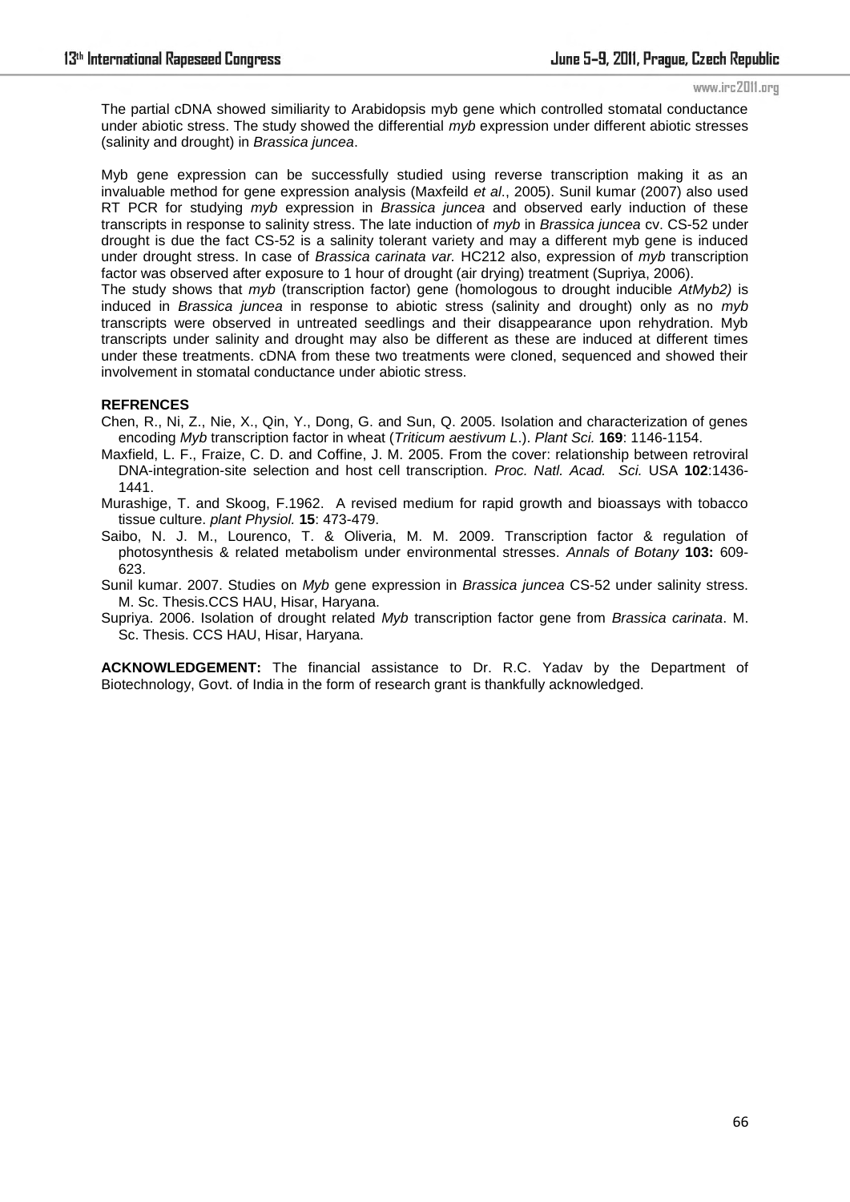The partial cDNA showed similiarity to Arabidopsis myb gene which controlled stomatal conductance under abiotic stress. The study showed the differential *myb* expression under different abiotic stresses (salinity and drought) in *Brassica juncea*.

Myb gene expression can be successfully studied using reverse transcription making it as an invaluable method for gene expression analysis (Maxfeild *et al*., 2005). Sunil kumar (2007) also used RT PCR for studying *myb* expression in *Brassica juncea* and observed early induction of these transcripts in response to salinity stress. The late induction of *myb* in *Brassica juncea* cv. CS-52 under drought is due the fact CS-52 is a salinity tolerant variety and may a different myb gene is induced under drought stress. In case of *Brassica carinata var.* HC212 also, expression of *myb* transcription factor was observed after exposure to 1 hour of drought (air drying) treatment (Supriya, 2006).
The study shows that *myb* (transcription factor) gene (homologous to drought inducible *AtMyb2)* is induced in *Brassica juncea* in response to abiotic stress (salinity and drought) only as no *myb* transcripts were observed in untreated seedlings and their disappearance upon rehydration. Myb transcripts under salinity and drought may also be different as these are induced at different times under these treatments. cDNA from these two treatments were cloned, sequenced and showed their involvement in stomatal conductance under abiotic stress.

**REFRENCES**

Chen, R., Ni, Z., Nie, X., Qin, Y., Dong, G. and Sun, Q. 2005. Isolation and characterization of genes encoding *Myb* transcription factor in wheat (*Triticum aestivum L*.). *Plant Sci.* **169**: 1146-1154.

Maxfield, L. F., Fraize, C. D. and Coffine, J. M. 2005. From the cover: relationship between retroviral DNA-integration-site selection and host cell transcription. *Proc. Natl. Acad. Sci.* USA **102**:1436-1441.

Murashige, T. and Skoog, F.1962. A revised medium for rapid growth and bioassays with tobacco tissue culture. *plant Physiol.* **15**: 473-479.

Saibo, N. J. M., Lourenco, T. & Oliveria, M. M. 2009. Transcription factor & regulation of photosynthesis & related metabolism under environmental stresses. *Annals of Botany* **103:** 609-623.

Sunil kumar. 2007. Studies on *Myb* gene expression in *Brassica juncea* CS-52 under salinity stress. M. Sc. Thesis.CCS HAU, Hisar, Haryana.

Supriya. 2006. Isolation of drought related *Myb* transcription factor gene from *Brassica carinata*. M. Sc. Thesis. CCS HAU, Hisar, Haryana.

**ACKNOWLEDGEMENT:** The financial assistance to Dr. R.C. Yadav by the Department of Biotechnology, Govt. of India in the form of research grant is thankfully acknowledged.